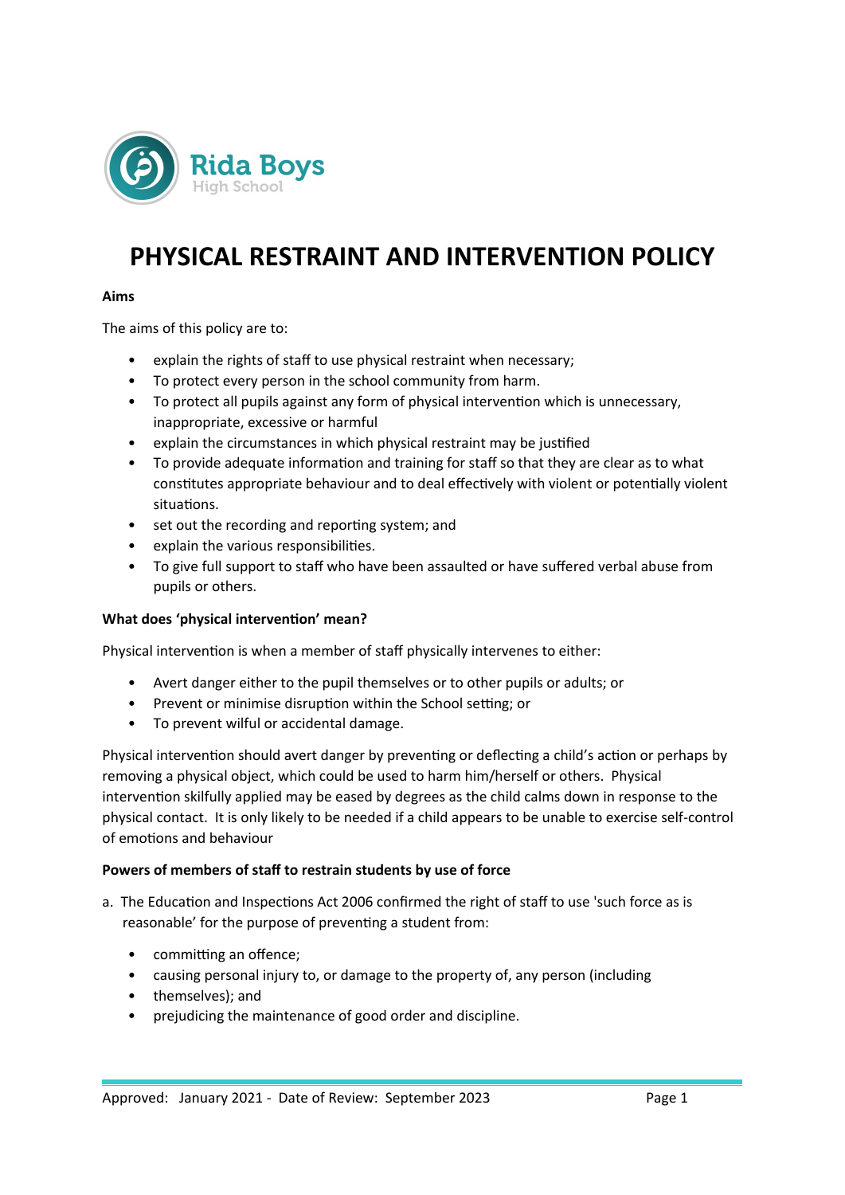Rida Boys
High School

# PHYSICAL RESTRAINT AND INTERVENTION POLICY

**Aims**

The aims of this policy are to:

- explain the rights of staff to use physical restraint when necessary;
- To protect every person in the school community from harm.
- To protect all pupils against any form of physical intervention which is unnecessary, inappropriate, excessive or harmful
- explain the circumstances in which physical restraint may be justified
- To provide adequate information and training for staff so that they are clear as to what constitutes appropriate behaviour and to deal effectively with violent or potentially violent situations.
- set out the recording and reporting system; and
- explain the various responsibilities.
- To give full support to staff who have been assaulted or have suffered verbal abuse from pupils or others.

**What does 'physical intervention' mean?**

Physical intervention is when a member of staff physically intervenes to either:

- Avert danger either to the pupil themselves or to other pupils or adults; or
- Prevent or minimise disruption within the School setting; or
- To prevent wilful or accidental damage.

Physical intervention should avert danger by preventing or deflecting a child's action or perhaps by removing a physical object, which could be used to harm him/herself or others. Physical intervention skilfully applied may be eased by degrees as the child calms down in response to the physical contact. It is only likely to be needed if a child appears to be unable to exercise self-control of emotions and behaviour

**Powers of members of staff to restrain students by use of force**

a. The Education and Inspections Act 2006 confirmed the right of staff to use 'such force as is reasonable' for the purpose of preventing a student from:

- committing an offence;
- causing personal injury to, or damage to the property of, any person (including
- themselves); and
- prejudicing the maintenance of good order and discipline.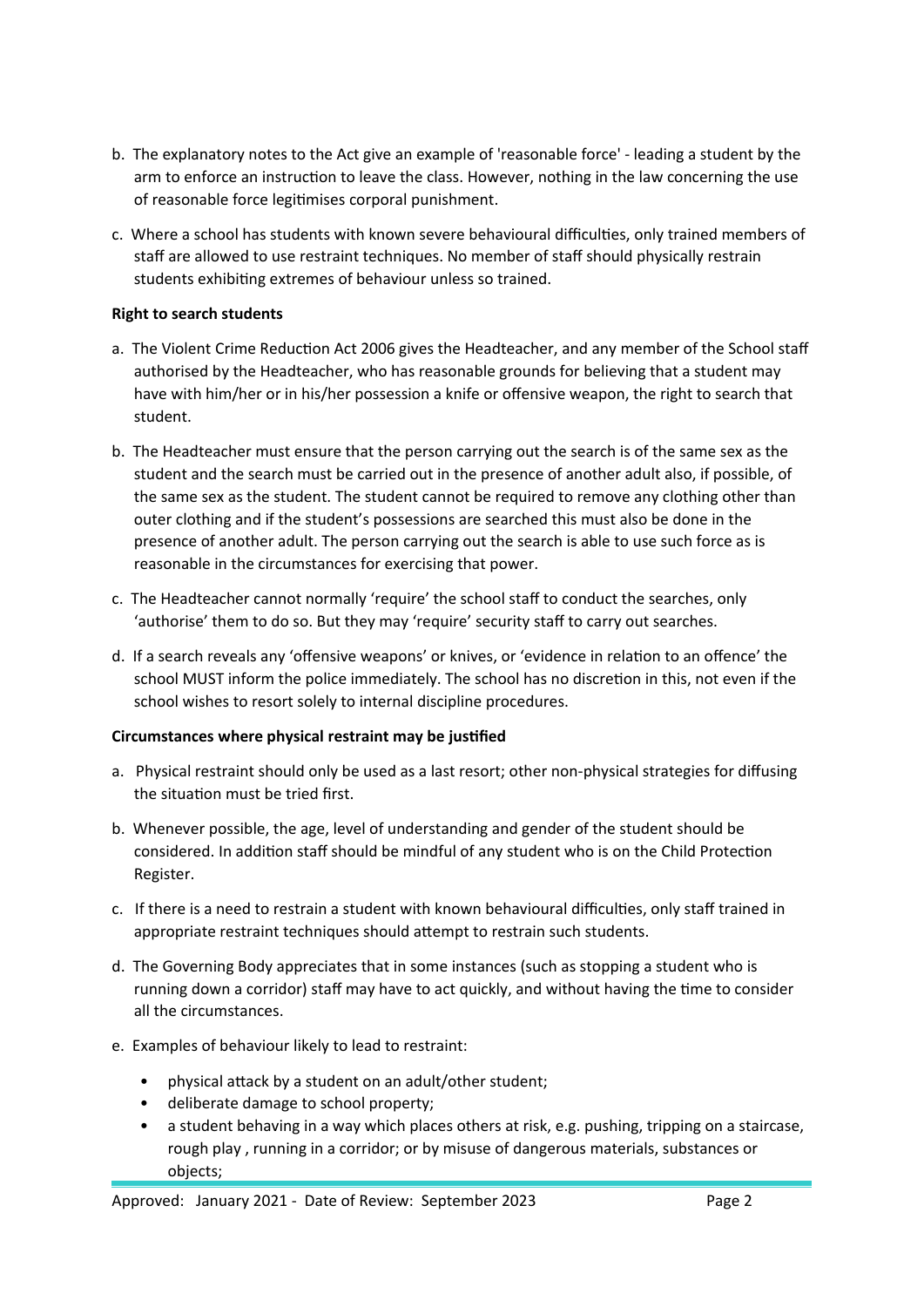b. The explanatory notes to the Act give an example of 'reasonable force' - leading a student by the arm to enforce an instruction to leave the class. However, nothing in the law concerning the use of reasonable force legitimises corporal punishment.

c. Where a school has students with known severe behavioural difficulties, only trained members of staff are allowed to use restraint techniques. No member of staff should physically restrain students exhibiting extremes of behaviour unless so trained.

**Right to search students**

a. The Violent Crime Reduction Act 2006 gives the Headteacher, and any member of the School staff authorised by the Headteacher, who has reasonable grounds for believing that a student may have with him/her or in his/her possession a knife or offensive weapon, the right to search that student.

b. The Headteacher must ensure that the person carrying out the search is of the same sex as the student and the search must be carried out in the presence of another adult also, if possible, of the same sex as the student. The student cannot be required to remove any clothing other than outer clothing and if the student's possessions are searched this must also be done in the presence of another adult. The person carrying out the search is able to use such force as is reasonable in the circumstances for exercising that power.

c. The Headteacher cannot normally 'require' the school staff to conduct the searches, only 'authorise' them to do so. But they may 'require' security staff to carry out searches.

d. If a search reveals any 'offensive weapons' or knives, or 'evidence in relation to an offence' the school MUST inform the police immediately. The school has no discretion in this, not even if the school wishes to resort solely to internal discipline procedures.

**Circumstances where physical restraint may be justified**

a. Physical restraint should only be used as a last resort; other non-physical strategies for diffusing the situation must be tried first.

b. Whenever possible, the age, level of understanding and gender of the student should be considered. In addition staff should be mindful of any student who is on the Child Protection Register.

c. If there is a need to restrain a student with known behavioural difficulties, only staff trained in appropriate restraint techniques should attempt to restrain such students.

d. The Governing Body appreciates that in some instances (such as stopping a student who is running down a corridor) staff may have to act quickly, and without having the time to consider all the circumstances.

e. Examples of behaviour likely to lead to restraint:

- physical attack by a student on an adult/other student;
- deliberate damage to school property;
- a student behaving in a way which places others at risk, e.g. pushing, tripping on a staircase, rough play , running in a corridor; or by misuse of dangerous materials, substances or objects;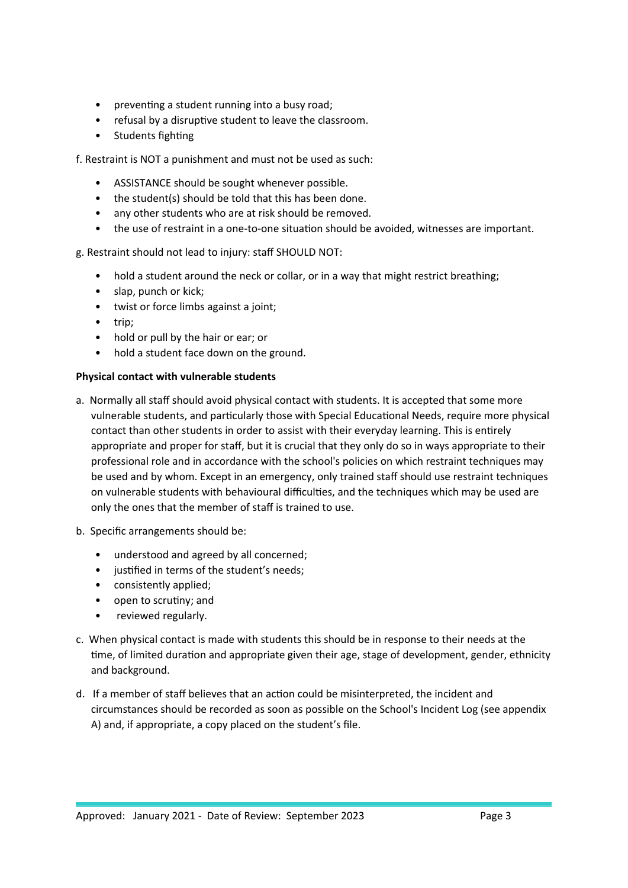- preventing a student running into a busy road;
- refusal by a disruptive student to leave the classroom.
- Students fighting

f. Restraint is NOT a punishment and must not be used as such:

- ASSISTANCE should be sought whenever possible.
- the student(s) should be told that this has been done.
- any other students who are at risk should be removed.
- the use of restraint in a one-to-one situation should be avoided, witnesses are important.

g. Restraint should not lead to injury: staff SHOULD NOT:

- hold a student around the neck or collar, or in a way that might restrict breathing;
- slap, punch or kick;
- twist or force limbs against a joint;
- trip;
- hold or pull by the hair or ear; or
- hold a student face down on the ground.

**Physical contact with vulnerable students**

a. Normally all staff should avoid physical contact with students. It is accepted that some more vulnerable students, and particularly those with Special Educational Needs, require more physical contact than other students in order to assist with their everyday learning. This is entirely appropriate and proper for staff, but it is crucial that they only do so in ways appropriate to their professional role and in accordance with the school's policies on which restraint techniques may be used and by whom. Except in an emergency, only trained staff should use restraint techniques on vulnerable students with behavioural difficulties, and the techniques which may be used are only the ones that the member of staff is trained to use.

b. Specific arrangements should be:

- understood and agreed by all concerned;
- justified in terms of the student's needs;
- consistently applied;
- open to scrutiny; and
- reviewed regularly.

c. When physical contact is made with students this should be in response to their needs at the time, of limited duration and appropriate given their age, stage of development, gender, ethnicity and background.

d. If a member of staff believes that an action could be misinterpreted, the incident and circumstances should be recorded as soon as possible on the School's Incident Log (see appendix A) and, if appropriate, a copy placed on the student's file.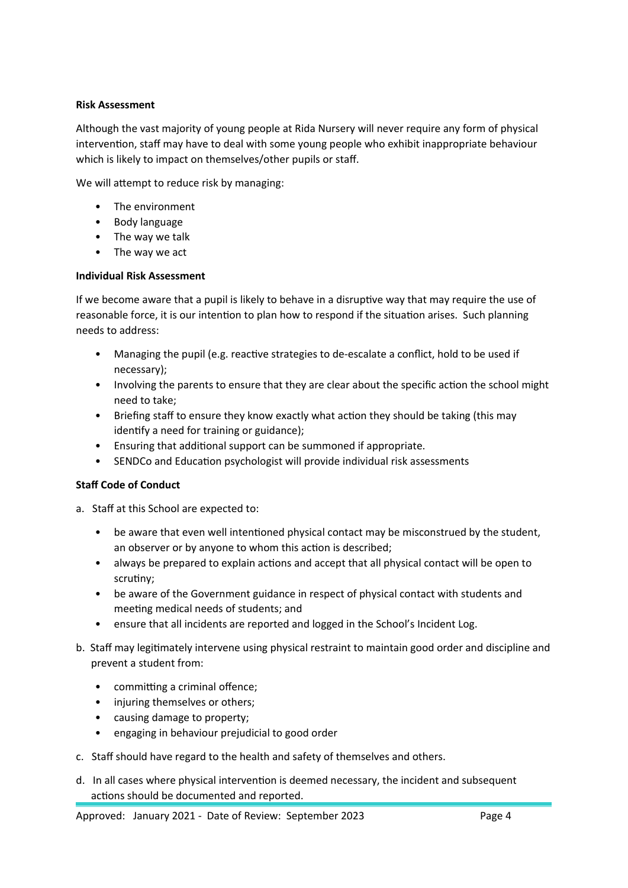**Risk Assessment**

Although the vast majority of young people at Rida Nursery will never require any form of physical intervention, staff may have to deal with some young people who exhibit inappropriate behaviour which is likely to impact on themselves/other pupils or staff.

We will attempt to reduce risk by managing:

- The environment
- Body language
- The way we talk
- The way we act

**Individual Risk Assessment**

If we become aware that a pupil is likely to behave in a disruptive way that may require the use of reasonable force, it is our intention to plan how to respond if the situation arises. Such planning needs to address:

- Managing the pupil (e.g. reactive strategies to de-escalate a conflict, hold to be used if necessary);
- Involving the parents to ensure that they are clear about the specific action the school might need to take;
- Briefing staff to ensure they know exactly what action they should be taking (this may identify a need for training or guidance);
- Ensuring that additional support can be summoned if appropriate.
- SENDCo and Education psychologist will provide individual risk assessments

**Staff Code of Conduct**

a. Staff at this School are expected to:

   - be aware that even well intentioned physical contact may be misconstrued by the student, an observer or by anyone to whom this action is described;
   - always be prepared to explain actions and accept that all physical contact will be open to scrutiny;
   - be aware of the Government guidance in respect of physical contact with students and meeting medical needs of students; and
   - ensure that all incidents are reported and logged in the School's Incident Log.

b. Staff may legitimately intervene using physical restraint to maintain good order and discipline and prevent a student from:

   - committing a criminal offence;
   - injuring themselves or others;
   - causing damage to property;
   - engaging in behaviour prejudicial to good order

c. Staff should have regard to the health and safety of themselves and others.

d. In all cases where physical intervention is deemed necessary, the incident and subsequent actions should be documented and reported.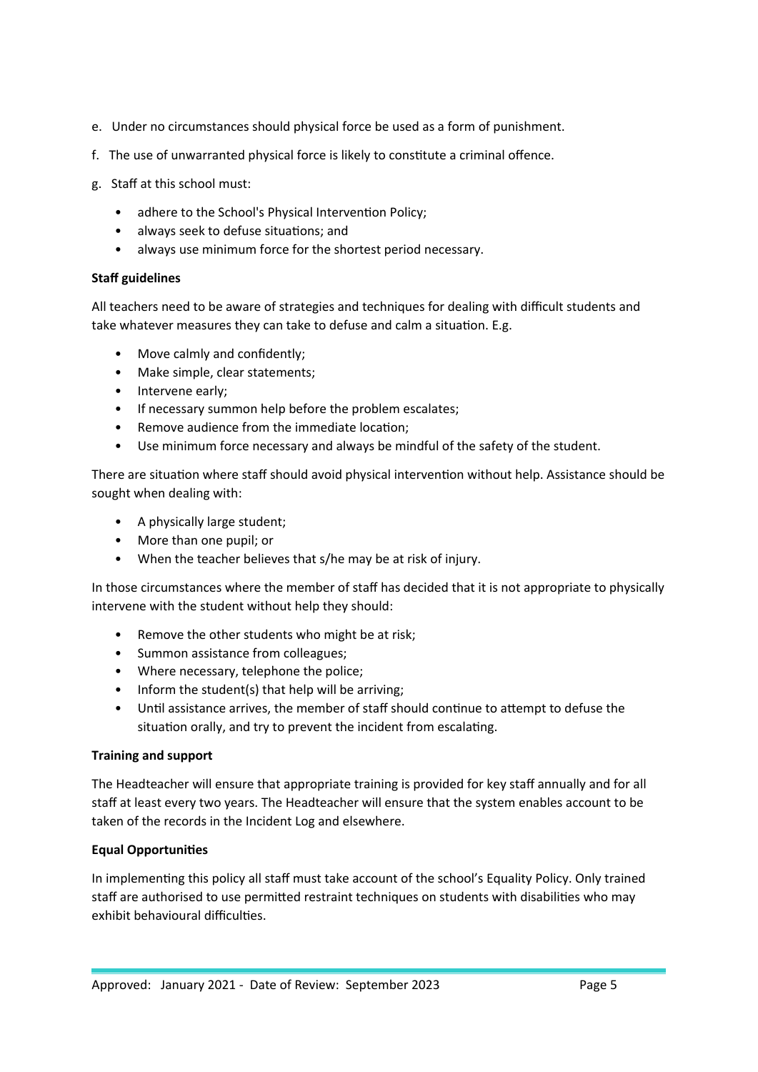e. Under no circumstances should physical force be used as a form of punishment.

f. The use of unwarranted physical force is likely to constitute a criminal offence.

g. Staff at this school must:

- adhere to the School's Physical Intervention Policy;
- always seek to defuse situations; and
- always use minimum force for the shortest period necessary.

**Staff guidelines**

All teachers need to be aware of strategies and techniques for dealing with difficult students and take whatever measures they can take to defuse and calm a situation. E.g.

- Move calmly and confidently;
- Make simple, clear statements;
- Intervene early;
- If necessary summon help before the problem escalates;
- Remove audience from the immediate location;
- Use minimum force necessary and always be mindful of the safety of the student.

There are situation where staff should avoid physical intervention without help. Assistance should be sought when dealing with:

- A physically large student;
- More than one pupil; or
- When the teacher believes that s/he may be at risk of injury.

In those circumstances where the member of staff has decided that it is not appropriate to physically intervene with the student without help they should:

- Remove the other students who might be at risk;
- Summon assistance from colleagues;
- Where necessary, telephone the police;
- Inform the student(s) that help will be arriving;
- Until assistance arrives, the member of staff should continue to attempt to defuse the situation orally, and try to prevent the incident from escalating.

**Training and support**

The Headteacher will ensure that appropriate training is provided for key staff annually and for all staff at least every two years. The Headteacher will ensure that the system enables account to be taken of the records in the Incident Log and elsewhere.

**Equal Opportunities**

In implementing this policy all staff must take account of the school's Equality Policy. Only trained staff are authorised to use permitted restraint techniques on students with disabilities who may exhibit behavioural difficulties.

Approved: January 2021 - Date of Review: September 2023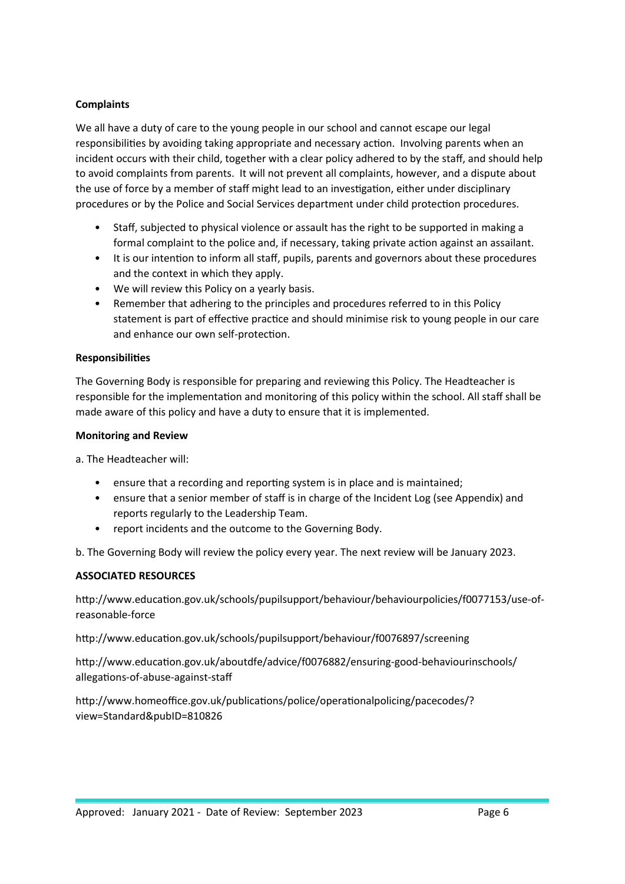**Complaints**

We all have a duty of care to the young people in our school and cannot escape our legal responsibilities by avoiding taking appropriate and necessary action. Involving parents when an incident occurs with their child, together with a clear policy adhered to by the staff, and should help to avoid complaints from parents. It will not prevent all complaints, however, and a dispute about the use of force by a member of staff might lead to an investigation, either under disciplinary procedures or by the Police and Social Services department under child protection procedures.

- Staff, subjected to physical violence or assault has the right to be supported in making a formal complaint to the police and, if necessary, taking private action against an assailant.
- It is our intention to inform all staff, pupils, parents and governors about these procedures and the context in which they apply.
- We will review this Policy on a yearly basis.
- Remember that adhering to the principles and procedures referred to in this Policy statement is part of effective practice and should minimise risk to young people in our care and enhance our own self-protection.

**Responsibilities**

The Governing Body is responsible for preparing and reviewing this Policy. The Headteacher is responsible for the implementation and monitoring of this policy within the school. All staff shall be made aware of this policy and have a duty to ensure that it is implemented.

**Monitoring and Review**

a. The Headteacher will:

- ensure that a recording and reporting system is in place and is maintained;
- ensure that a senior member of staff is in charge of the Incident Log (see Appendix) and reports regularly to the Leadership Team.
- report incidents and the outcome to the Governing Body.

b. The Governing Body will review the policy every year. The next review will be January 2023.

**ASSOCIATED RESOURCES**

http://www.education.gov.uk/schools/pupilsupport/behaviour/behaviourpolicies/f0077153/use-of-reasonable-force

http://www.education.gov.uk/schools/pupilsupport/behaviour/f0076897/screening

http://www.education.gov.uk/aboutdfe/advice/f0076882/ensuring-good-behaviourinschools/allegations-of-abuse-against-staff

http://www.homeoffice.gov.uk/publications/police/operationalpolicing/pacecodes/?view=Standard&pubID=810826